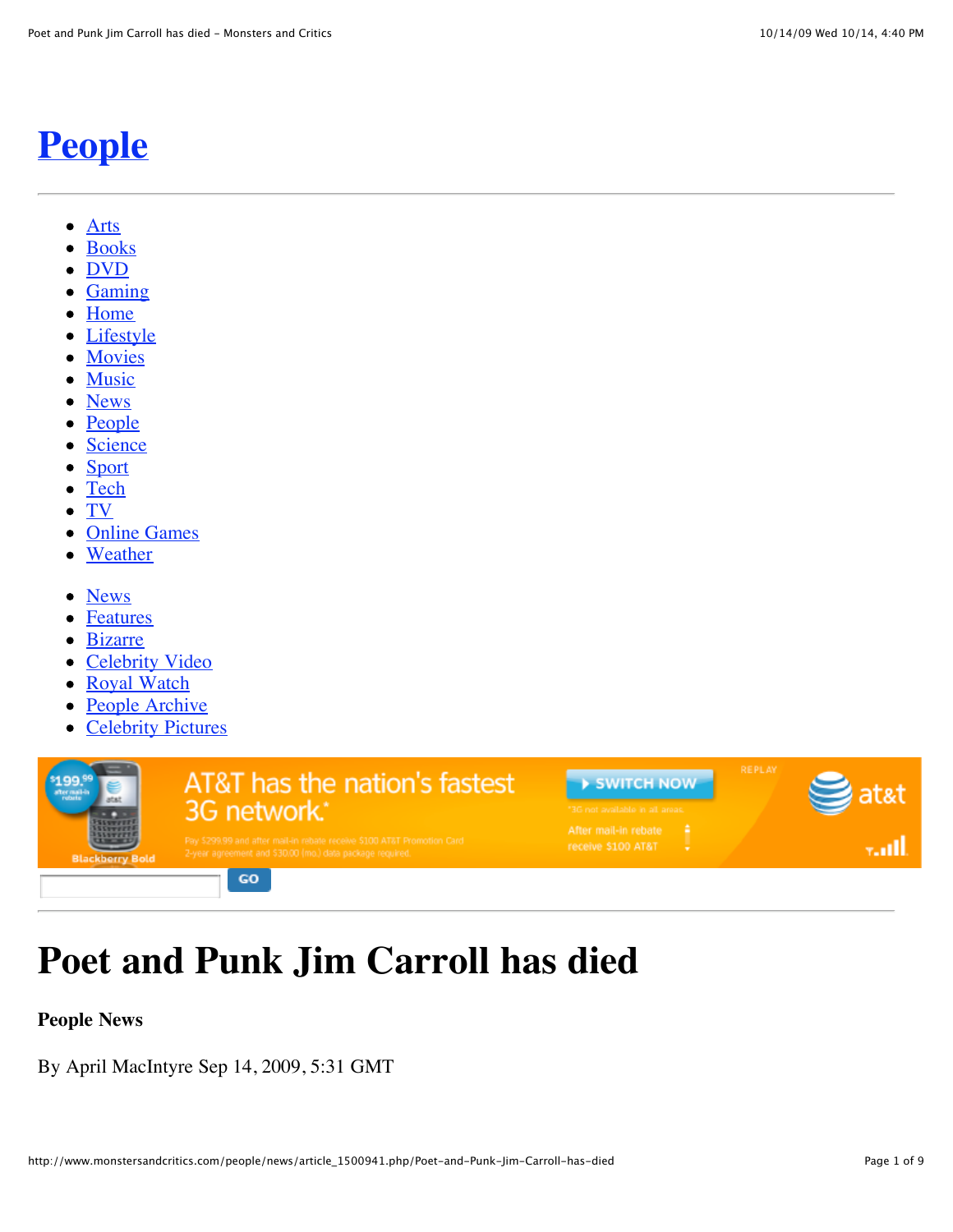# People

- Arts
- Books
- DVD
- Gaming
- Home
- Lifestyle
- Movies
- Music
- News
- People
- Science
- Sport
- Tech
- TV
- Online Games
- Weather

- News
- Features
- Bizarre
- Celebrity Video
- Royal Watch
- People Archive
- Celebrity Pictures

GO

# Poet and Punk Jim Carroll has died

**People News**

By April MacIntyre Sep 14, 2009, 5:31 GMT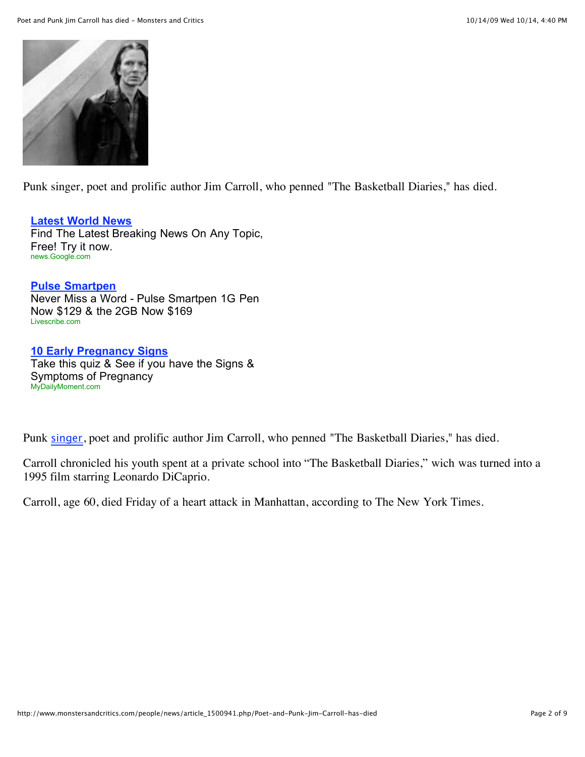Punk singer, poet and prolific author Jim Carroll, who penned "The Basketball Diaries," has died.

**Latest World News**
Find The Latest Breaking News On Any Topic, Free! Try it now.
news.Google.com

**Pulse Smartpen**
Never Miss a Word - Pulse Smartpen 1G Pen Now $129 & the 2GB Now $169
Livescribe.com

**10 Early Pregnancy Signs**
Take this quiz & See if you have the Signs & Symptoms of Pregnancy
MyDailyMoment.com

Punk singer, poet and prolific author Jim Carroll, who penned "The Basketball Diaries," has died.

Carroll chronicled his youth spent at a private school into "The Basketball Diaries," wich was turned into a 1995 film starring Leonardo DiCaprio.

Carroll, age 60, died Friday of a heart attack in Manhattan, according to The New York Times.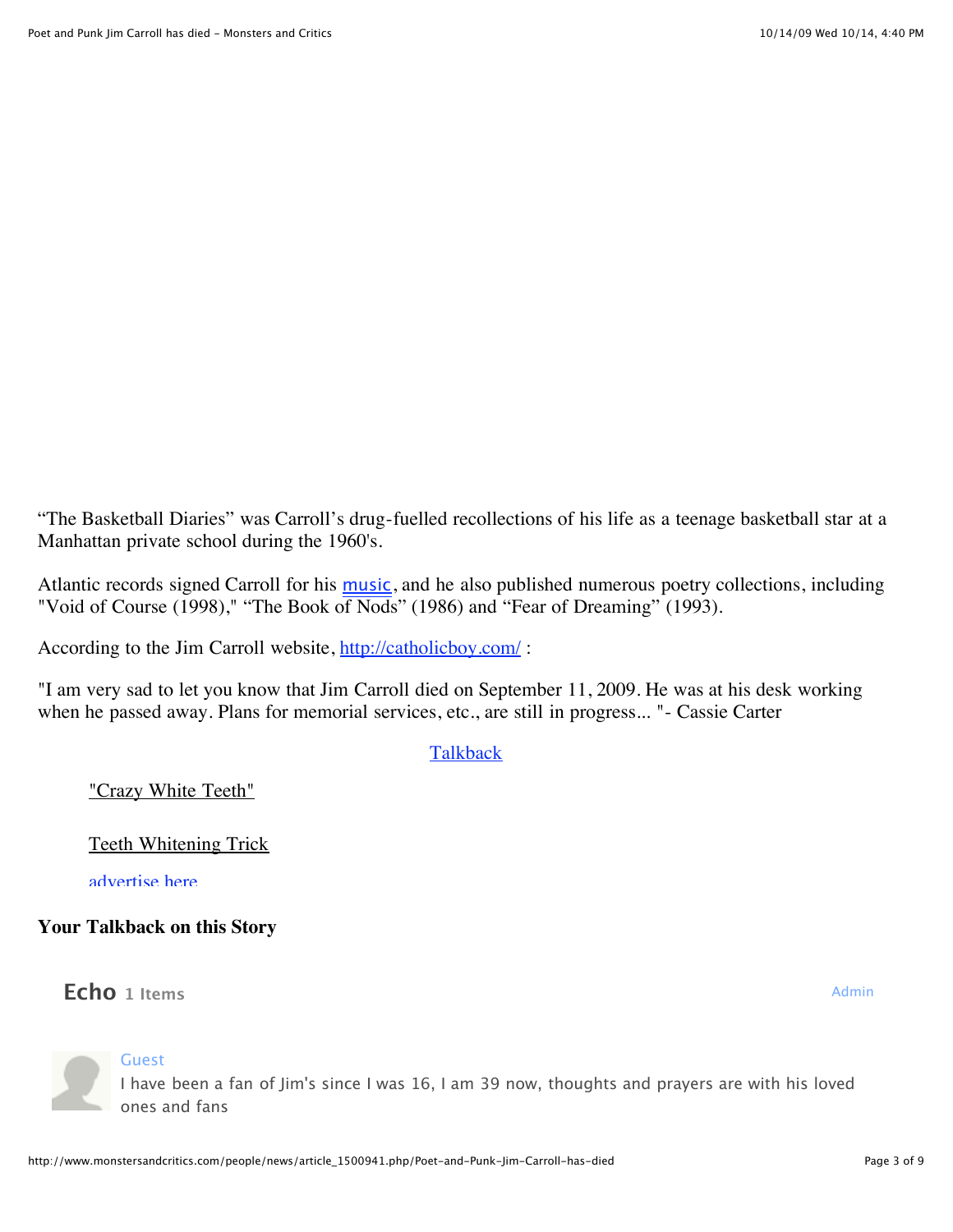“The Basketball Diaries” was Carroll’s drug-fuelled recollections of his life as a teenage basketball star at a Manhattan private school during the 1960's.

Atlantic records signed Carroll for his music, and he also published numerous poetry collections, including "Void of Course (1998)," “The Book of Nods” (1986) and “Fear of Dreaming” (1993).

According to the Jim Carroll website, http://catholicboy.com/ :

"I am very sad to let you know that Jim Carroll died on September 11, 2009. He was at his desk working when he passed away. Plans for memorial services, etc., are still in progress... "- Cassie Carter

Talkback

"Crazy White Teeth"

Teeth Whitening Trick

advertise here

### Your Talkback on this Story

**Echo** 1 Items

Admin

Guest
I have been a fan of Jim's since I was 16, I am 39 now, thoughts and prayers are with his loved ones and fans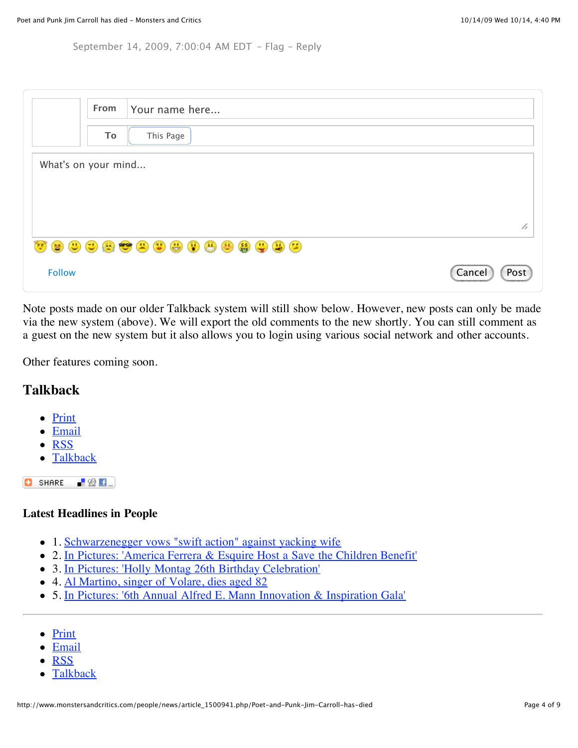September 14, 2009, 7:00:04 AM EDT - Flag - Reply

| From | Your name here... |
| --- | --- |
| To | This Page |

What's on your mind...

Follow

Cancel Post

Note posts made on our older Talkback system will still show below. However, new posts can only be made via the new system (above). We will export the old comments to the new shortly. You can still comment as a guest on the new system but it also allows you to login using various social network and other accounts.

Other features coming soon.

## Talkback

- Print
- Email
- RSS
- Talkback

SHARE

### Latest Headlines in People

- 1. Schwarzenegger vows "swift action" against yacking wife
- 2. In Pictures: 'America Ferrera & Esquire Host a Save the Children Benefit'
- 3. In Pictures: 'Holly Montag 26th Birthday Celebration'
- 4. Al Martino, singer of Volare, dies aged 82
- 5. In Pictures: '6th Annual Alfred E. Mann Innovation & Inspiration Gala'

---

- Print
- Email
- RSS
- Talkback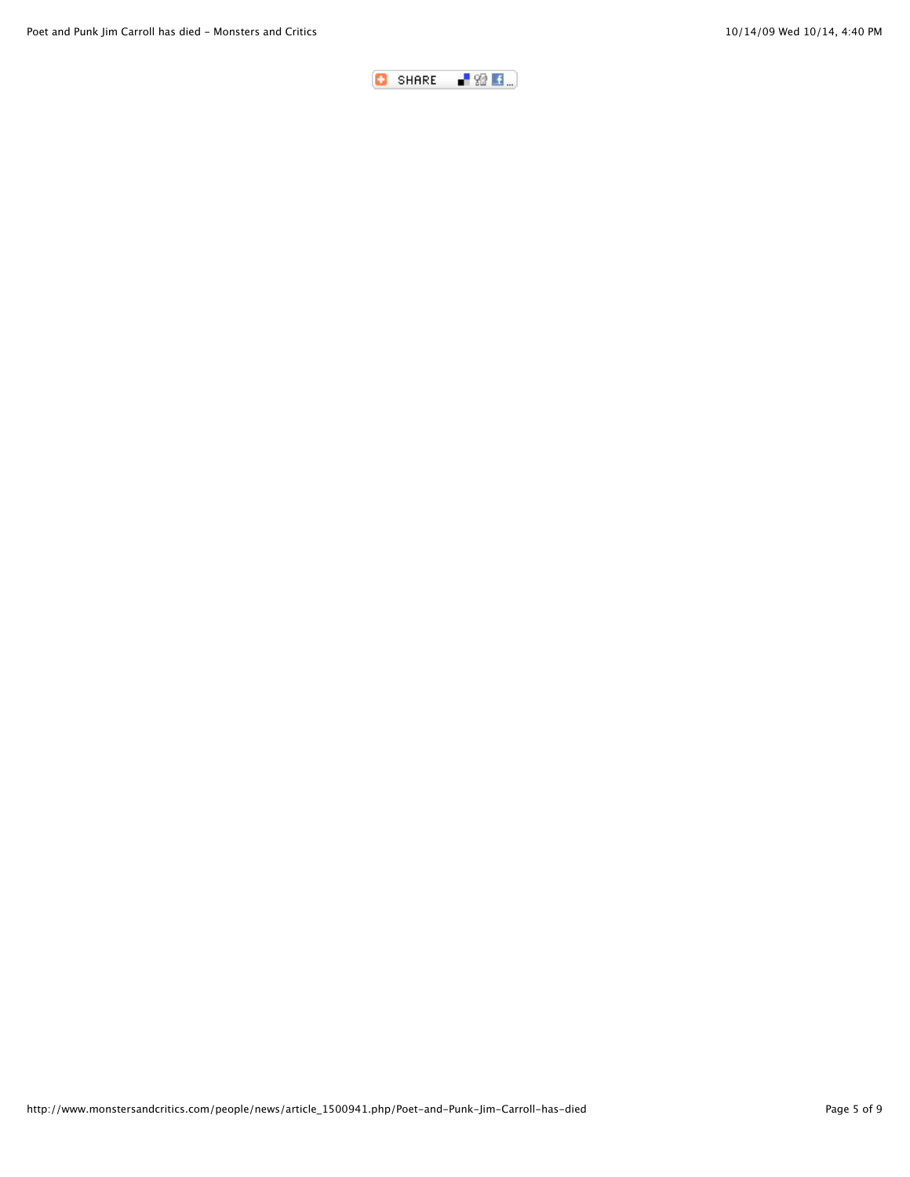SHARE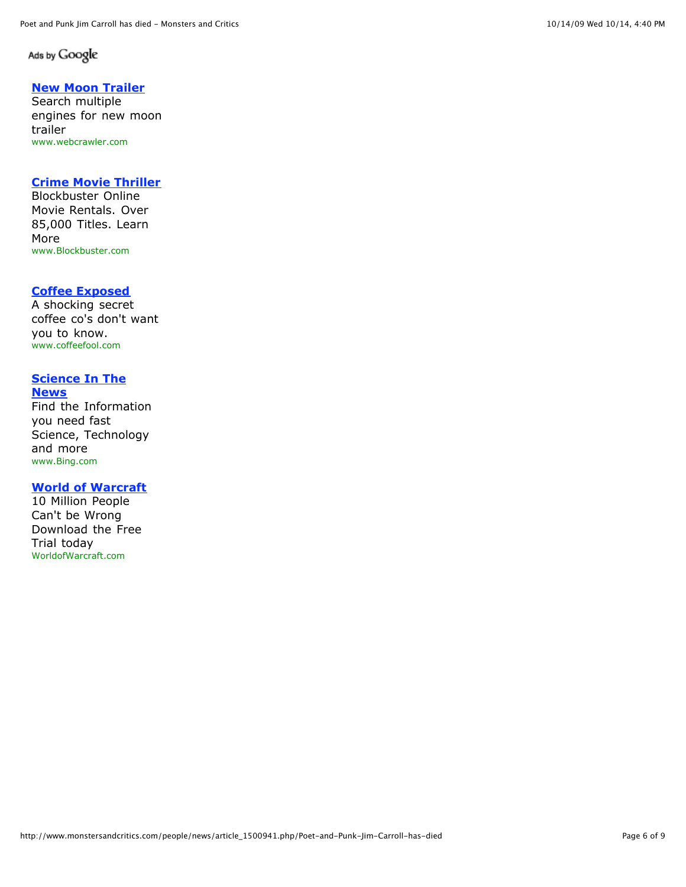Ads by Google

**New Moon Trailer**
Search multiple engines for new moon trailer
www.webcrawler.com

**Crime Movie Thriller**
Blockbuster Online Movie Rentals. Over 85,000 Titles. Learn More
www.Blockbuster.com

**Coffee Exposed**
A shocking secret coffee co's don't want you to know.
www.coffeefool.com

**Science In The News**
Find the Information you need fast Science, Technology and more
www.Bing.com

**World of Warcraft**
10 Million People Can't be Wrong Download the Free Trial today
WorldofWarcraft.com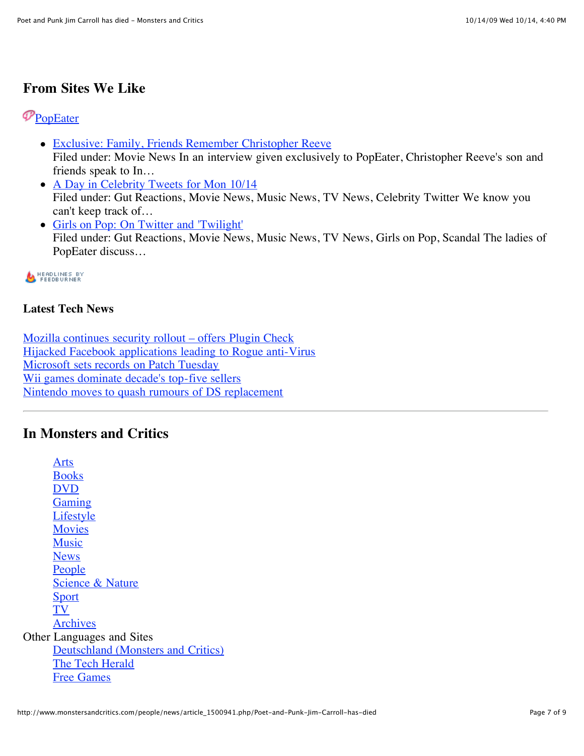## From Sites We Like

PopEater

- Exclusive: Family, Friends Remember Christopher Reeve
  Filed under: Movie News In an interview given exclusively to PopEater, Christopher Reeve's son and friends speak to In…
- A Day in Celebrity Tweets for Mon 10/14
  Filed under: Gut Reactions, Movie News, Music News, TV News, Celebrity Twitter We know you can't keep track of…
- Girls on Pop: On Twitter and 'Twilight'
  Filed under: Gut Reactions, Movie News, Music News, TV News, Girls on Pop, Scandal The ladies of PopEater discuss…

HEADLINES BY FEEDBURNER

### Latest Tech News

Mozilla continues security rollout – offers Plugin Check
Hijacked Facebook applications leading to Rogue anti-Virus
Microsoft sets records on Patch Tuesday
Wii games dominate decade's top-five sellers
Nintendo moves to quash rumours of DS replacement

---

## In Monsters and Critics

- Arts
- Books
- DVD
- Gaming
- Lifestyle
- Movies
- Music
- News
- People
- Science & Nature
- Sport
- TV
- Archives

Other Languages and Sites

- Deutschland (Monsters and Critics)
- The Tech Herald
- Free Games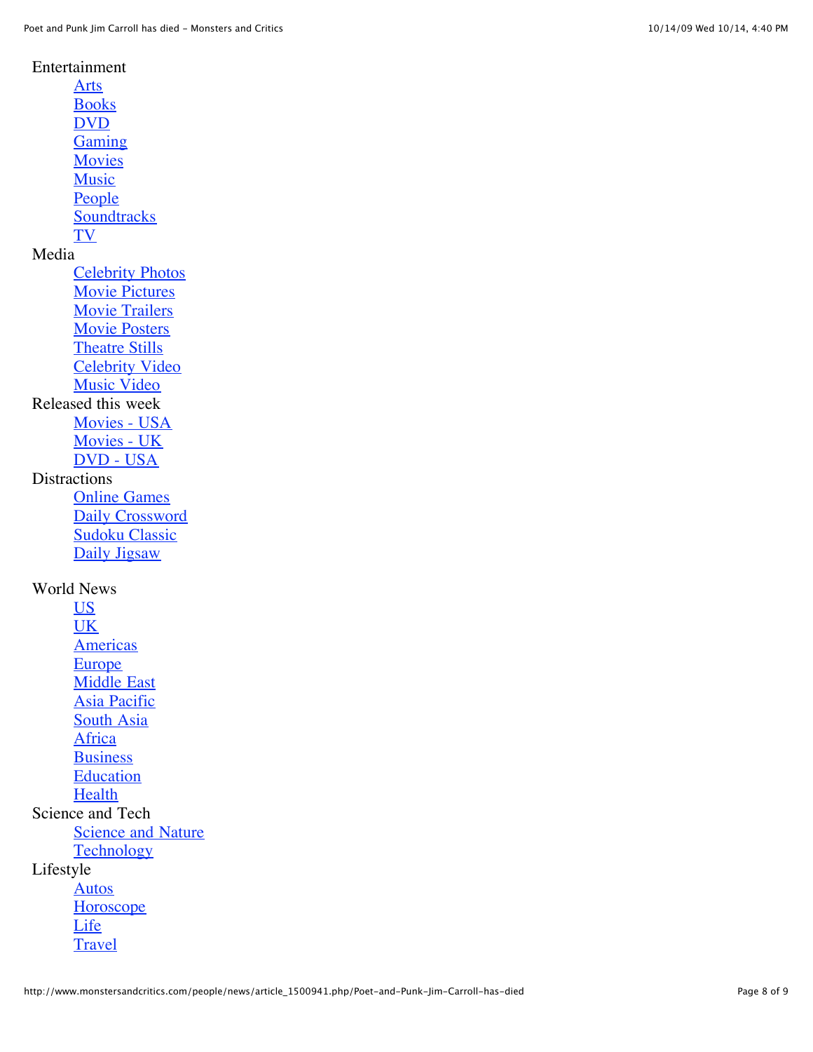Entertainment
- Arts
- Books
- DVD
- Gaming
- Movies
- Music
- People
- Soundtracks
- TV

Media
- Celebrity Photos
- Movie Pictures
- Movie Trailers
- Movie Posters
- Theatre Stills
- Celebrity Video
- Music Video

Released this week
- Movies - USA
- Movies - UK
- DVD - USA

Distractions
- Online Games
- Daily Crossword
- Sudoku Classic
- Daily Jigsaw

World News
- US
- UK
- Americas
- Europe
- Middle East
- Asia Pacific
- South Asia
- Africa
- Business
- Education
- Health

Science and Tech
- Science and Nature
- Technology

Lifestyle
- Autos
- Horoscope
- Life
- Travel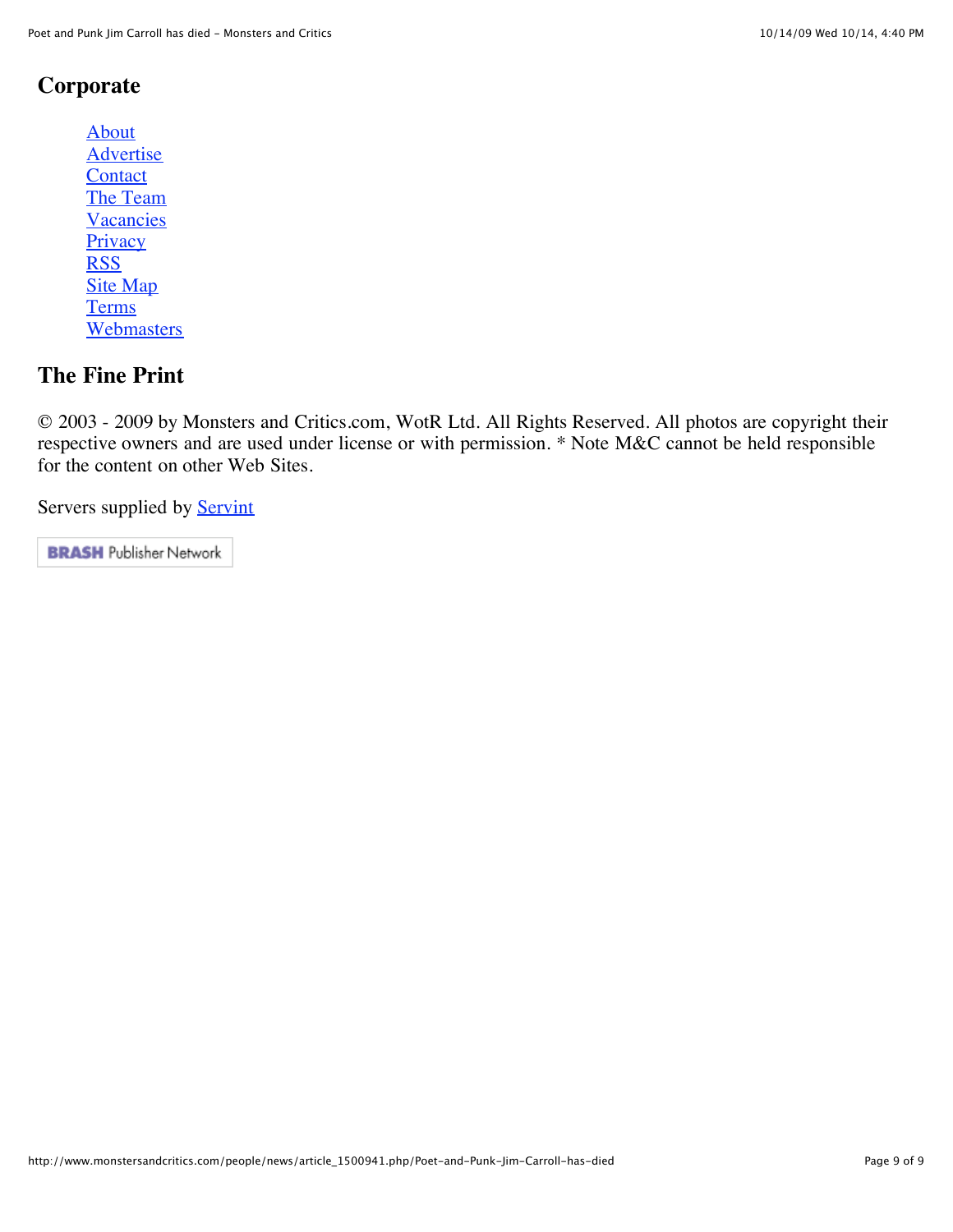## Corporate

- About
- Advertise
- Contact
- The Team
- Vacancies
- Privacy
- RSS
- Site Map
- Terms
- Webmasters

## The Fine Print

© 2003 - 2009 by Monsters and Critics.com, WotR Ltd. All Rights Reserved. All photos are copyright their respective owners and are used under license or with permission. * Note M&C cannot be held responsible for the content on other Web Sites.

Servers supplied by Servint

BRASH Publisher Network